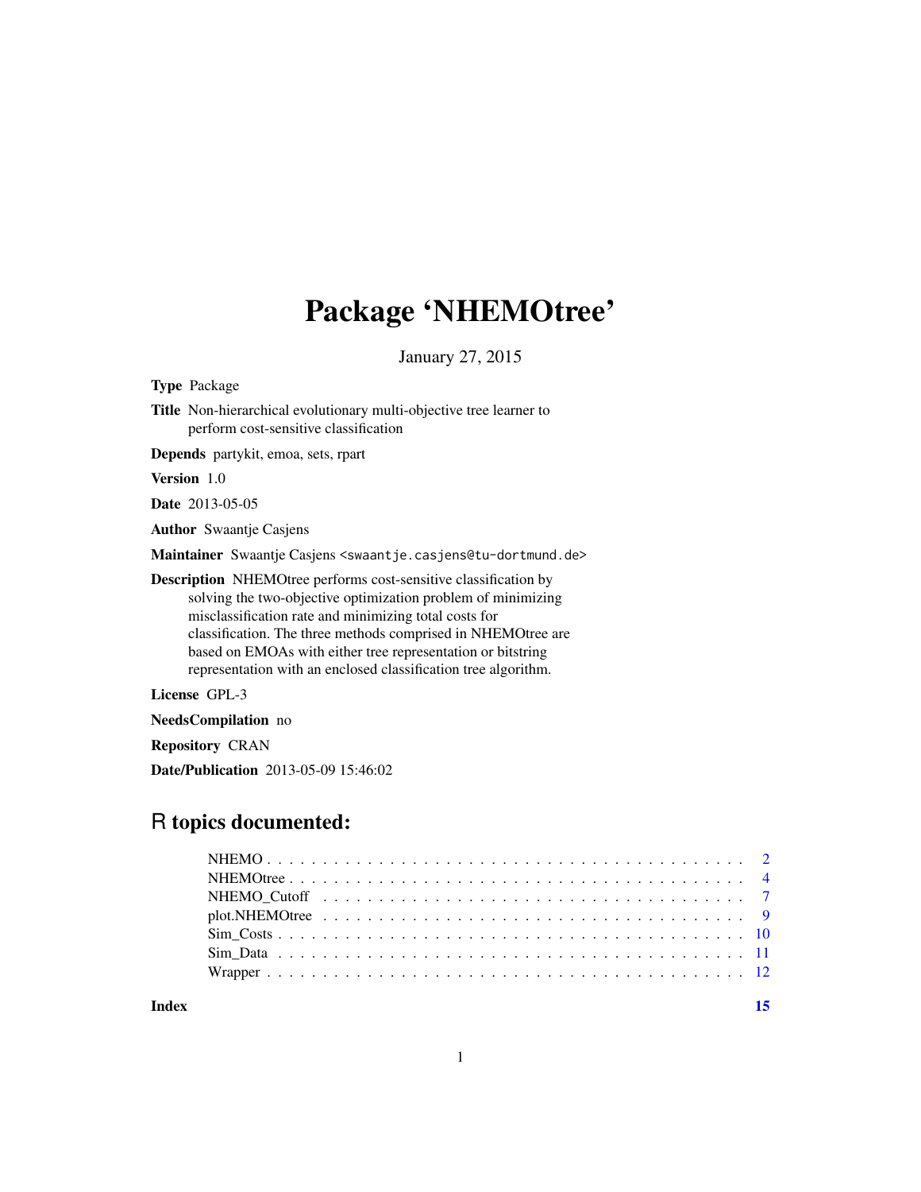# Package 'NHEMOtree'

January 27, 2015

**Type** Package

**Title** Non-hierarchical evolutionary multi-objective tree learner to perform cost-sensitive classification

**Depends** partykit, emoa, sets, rpart

**Version** 1.0

**Date** 2013-05-05

**Author** Swaantje Casjens

**Maintainer** Swaantje Casjens <swaantje.casjens@tu-dortmund.de>

**Description** NHEMOtree performs cost-sensitive classification by solving the two-objective optimization problem of minimizing misclassification rate and minimizing total costs for classification. The three methods comprised in NHEMOtree are based on EMOAs with either tree representation or bitstring representation with an enclosed classification tree algorithm.

**License** GPL-3

**NeedsCompilation** no

**Repository** CRAN

**Date/Publication** 2013-05-09 15:46:02

## R topics documented:

| | |
|---|---|
| NHEMO | 2 |
| NHEMOtree | 4 |
| NHEMO_Cutoff | 7 |
| plot.NHEMOtree | 9 |
| Sim_Costs | 10 |
| Sim_Data | 11 |
| Wrapper | 12 |

**Index** 15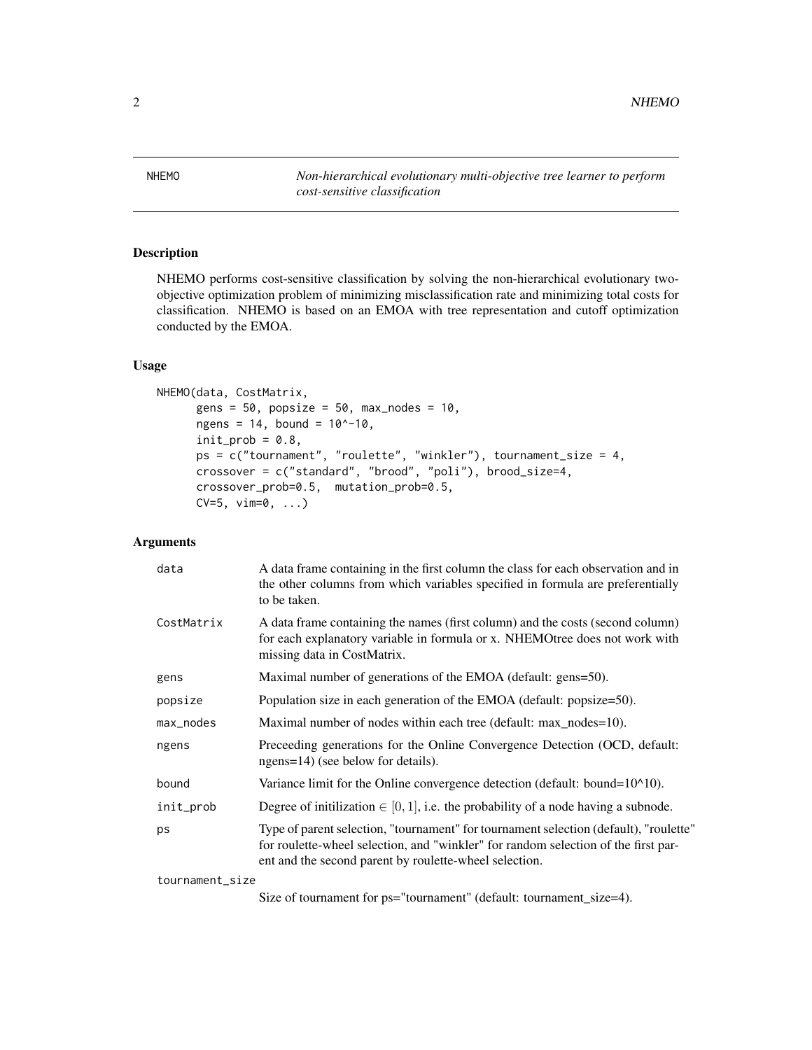NHEMO *Non-hierarchical evolutionary multi-objective tree learner to perform cost-sensitive classification*

## Description

NHEMO performs cost-sensitive classification by solving the non-hierarchical evolutionary two-objective optimization problem of minimizing misclassification rate and minimizing total costs for classification. NHEMO is based on an EMOA with tree representation and cutoff optimization conducted by the EMOA.

## Usage

```
NHEMO(data, CostMatrix,
      gens = 50, popsize = 50, max_nodes = 10,
      ngens = 14, bound = 10^-10,
      init_prob = 0.8,
      ps = c("tournament", "roulette", "winkler"), tournament_size = 4,
      crossover = c("standard", "brood", "poli"), brood_size=4,
      crossover_prob=0.5,  mutation_prob=0.5,
      CV=5, vim=0, ...)
```

## Arguments

| | |
|---|---|
| data | A data frame containing in the first column the class for each observation and in the other columns from which variables specified in formula are preferentially to be taken. |
| CostMatrix | A data frame containing the names (first column) and the costs (second column) for each explanatory variable in formula or x. NHEMOtree does not work with missing data in CostMatrix. |
| gens | Maximal number of generations of the EMOA (default: gens=50). |
| popsize | Population size in each generation of the EMOA (default: popsize=50). |
| max_nodes | Maximal number of nodes within each tree (default: max_nodes=10). |
| ngens | Preceeding generations for the Online Convergence Detection (OCD, default: ngens=14) (see below for details). |
| bound | Variance limit for the Online convergence detection (default: bound=10^10). |
| init_prob | Degree of initilization $\in [0, 1]$, i.e. the probability of a node having a subnode. |
| ps | Type of parent selection, "tournament" for tournament selection (default), "roulette" for roulette-wheel selection, and "winkler" for random selection of the first parent and the second parent by roulette-wheel selection. |
| tournament_size | Size of tournament for ps="tournament" (default: tournament_size=4). |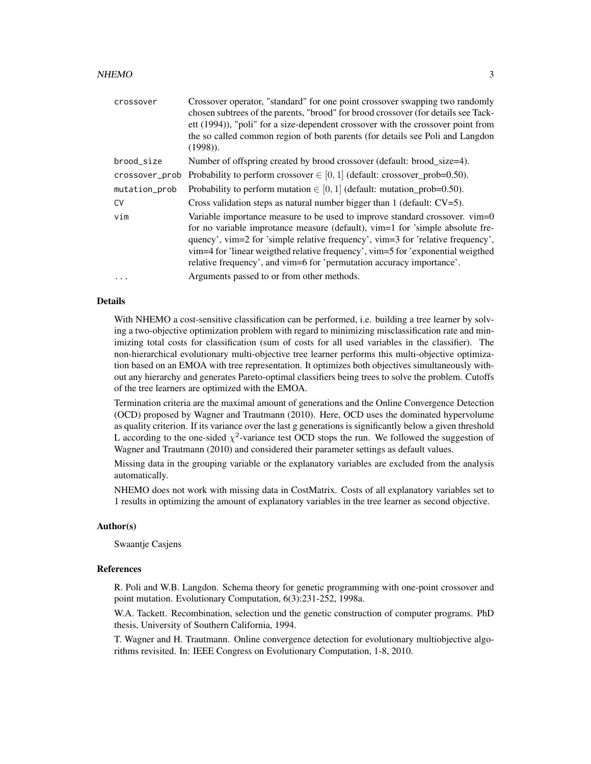| | |
|---|---|
| `crossover` | Crossover operator, "standard" for one point crossover swapping two randomly chosen subtrees of the parents, "brood" for brood crossover (for details see Tackett (1994)), "poli" for a size-dependent crossover with the crossover point from the so called common region of both parents (for details see Poli and Langdon (1998)). |
| `brood_size` | Number of offspring created by brood crossover (default: brood_size=4). |
| `crossover_prob` | Probability to perform crossover $\in [0, 1]$ (default: crossover_prob=0.50). |
| `mutation_prob` | Probability to perform mutation $\in [0, 1]$ (default: mutation_prob=0.50). |
| `CV` | Cross validation steps as natural number bigger than 1 (default: CV=5). |
| `vim` | Variable importance measure to be used to improve standard crossover. vim=0 for no variable improtance measure (default), vim=1 for 'simple absolute frequency', vim=2 for 'simple relative frequency', vim=3 for 'relative frequency', vim=4 for 'linear weigthed relative frequency', vim=5 for 'exponential weigthed relative frequency', and vim=6 for 'permutation accuracy importance'. |
| `...` | Arguments passed to or from other methods. |

## Details

With NHEMO a cost-sensitive classification can be performed, i.e. building a tree learner by solving a two-objective optimization problem with regard to minimizing misclassification rate and minimizing total costs for classification (sum of costs for all used variables in the classifier). The non-hierarchical evolutionary multi-objective tree learner performs this multi-objective optimization based on an EMOA with tree representation. It optimizes both objectives simultaneously without any hierarchy and generates Pareto-optimal classifiers being trees to solve the problem. Cutoffs of the tree learners are optimized with the EMOA.

Termination criteria are the maximal amount of generations and the Online Convergence Detection (OCD) proposed by Wagner and Trautmann (2010). Here, OCD uses the dominated hypervolume as quality criterion. If its variance over the last g generations is significantly below a given threshold L according to the one-sided $\chi^2$-variance test OCD stops the run. We followed the suggestion of Wagner and Trautmann (2010) and considered their parameter settings as default values.

Missing data in the grouping variable or the explanatory variables are excluded from the analysis automatically.

NHEMO does not work with missing data in CostMatrix. Costs of all explanatory variables set to 1 results in optimizing the amount of explanatory variables in the tree learner as second objective.

## Author(s)

Swaantje Casjens

## References

R. Poli and W.B. Langdon. Schema theory for genetic programming with one-point crossover and point mutation. Evolutionary Computation, 6(3):231-252, 1998a.

W.A. Tackett. Recombination, selection und the genetic construction of computer programs. PhD thesis, University of Southern California, 1994.

T. Wagner and H. Trautmann. Online convergence detection for evolutionary multiobjective algorithms revisited. In: IEEE Congress on Evolutionary Computation, 1-8, 2010.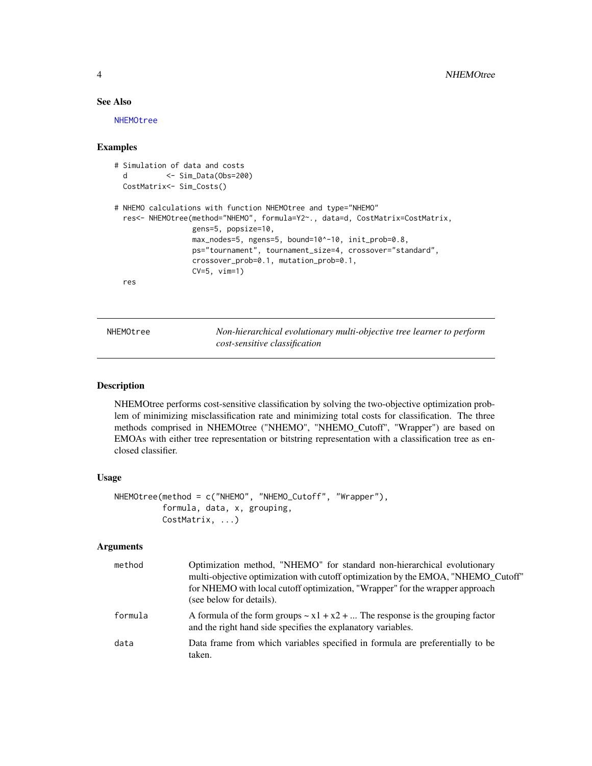## See Also

NHEMOtree

## Examples

```
# Simulation of data and costs
  d         <- Sim_Data(Obs=200)
  CostMatrix<- Sim_Costs()

# NHEMO calculations with function NHEMOtree and type="NHEMO"
  res<- NHEMOtree(method="NHEMO", formula=Y2~., data=d, CostMatrix=CostMatrix,
                  gens=5, popsize=10,
                  max_nodes=5, ngens=5, bound=10^-10, init_prob=0.8,
                  ps="tournament", tournament_size=4, crossover="standard",
                  crossover_prob=0.1, mutation_prob=0.1,
                  CV=5, vim=1)
  res
```

---

NHEMOtree — *Non-hierarchical evolutionary multi-objective tree learner to perform cost-sensitive classification*

---

## Description

NHEMOtree performs cost-sensitive classification by solving the two-objective optimization problem of minimizing misclassification rate and minimizing total costs for classification. The three methods comprised in NHEMOtree ("NHEMO", "NHEMO_Cutoff", "Wrapper") are based on EMOAs with either tree representation or bitstring representation with a classification tree as enclosed classifier.

## Usage

```
NHEMOtree(method = c("NHEMO", "NHEMO_Cutoff", "Wrapper"),
          formula, data, x, grouping,
          CostMatrix, ...)
```

## Arguments

| | |
|---|---|
| method | Optimization method, "NHEMO" for standard non-hierarchical evolutionary multi-objective optimization with cutoff optimization by the EMOA, "NHEMO_Cutoff" for NHEMO with local cutoff optimization, "Wrapper" for the wrapper approach (see below for details). |
| formula | A formula of the form groups ~ x1 + x2 + ... The response is the grouping factor and the right hand side specifies the explanatory variables. |
| data | Data frame from which variables specified in formula are preferentially to be taken. |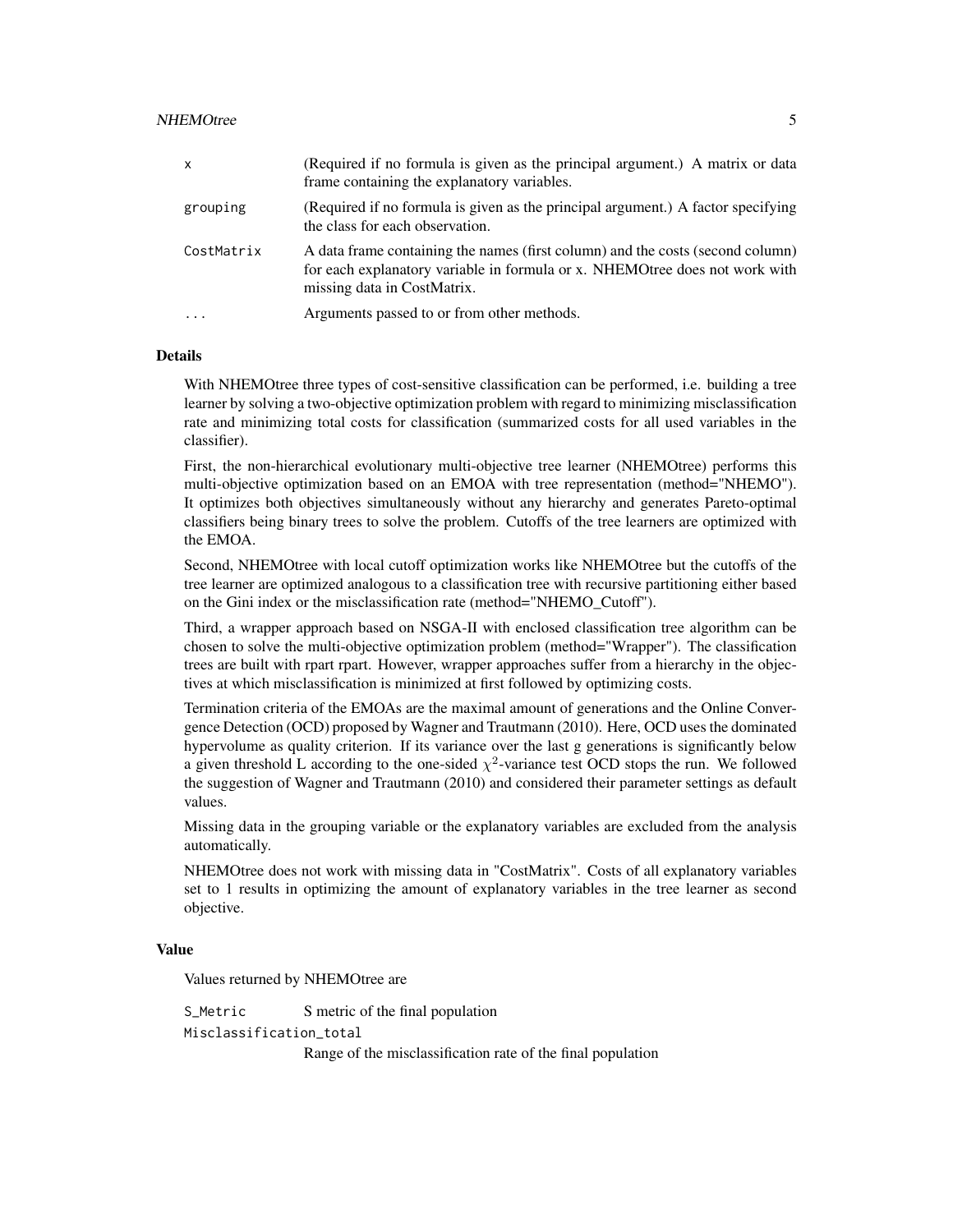| | |
|---|---|
| x | (Required if no formula is given as the principal argument.) A matrix or data frame containing the explanatory variables. |
| grouping | (Required if no formula is given as the principal argument.) A factor specifying the class for each observation. |
| CostMatrix | A data frame containing the names (first column) and the costs (second column) for each explanatory variable in formula or x. NHEMOtree does not work with missing data in CostMatrix. |
| ... | Arguments passed to or from other methods. |

## Details

With NHEMOtree three types of cost-sensitive classification can be performed, i.e. building a tree learner by solving a two-objective optimization problem with regard to minimizing misclassification rate and minimizing total costs for classification (summarized costs for all used variables in the classifier).

First, the non-hierarchical evolutionary multi-objective tree learner (NHEMOtree) performs this multi-objective optimization based on an EMOA with tree representation (method="NHEMO"). It optimizes both objectives simultaneously without any hierarchy and generates Pareto-optimal classifiers being binary trees to solve the problem. Cutoffs of the tree learners are optimized with the EMOA.

Second, NHEMOtree with local cutoff optimization works like NHEMOtree but the cutoffs of the tree learner are optimized analogous to a classification tree with recursive partitioning either based on the Gini index or the misclassification rate (method="NHEMO_Cutoff").

Third, a wrapper approach based on NSGA-II with enclosed classification tree algorithm can be chosen to solve the multi-objective optimization problem (method="Wrapper"). The classification trees are built with rpart rpart. However, wrapper approaches suffer from a hierarchy in the objectives at which misclassification is minimized at first followed by optimizing costs.

Termination criteria of the EMOAs are the maximal amount of generations and the Online Convergence Detection (OCD) proposed by Wagner and Trautmann (2010). Here, OCD uses the dominated hypervolume as quality criterion. If its variance over the last g generations is significantly below a given threshold L according to the one-sided $\chi^2$-variance test OCD stops the run. We followed the suggestion of Wagner and Trautmann (2010) and considered their parameter settings as default values.

Missing data in the grouping variable or the explanatory variables are excluded from the analysis automatically.

NHEMOtree does not work with missing data in "CostMatrix". Costs of all explanatory variables set to 1 results in optimizing the amount of explanatory variables in the tree learner as second objective.

## Value

Values returned by NHEMOtree are

| | |
|---|---|
| S_Metric | S metric of the final population |
| Misclassification_total | Range of the misclassification rate of the final population |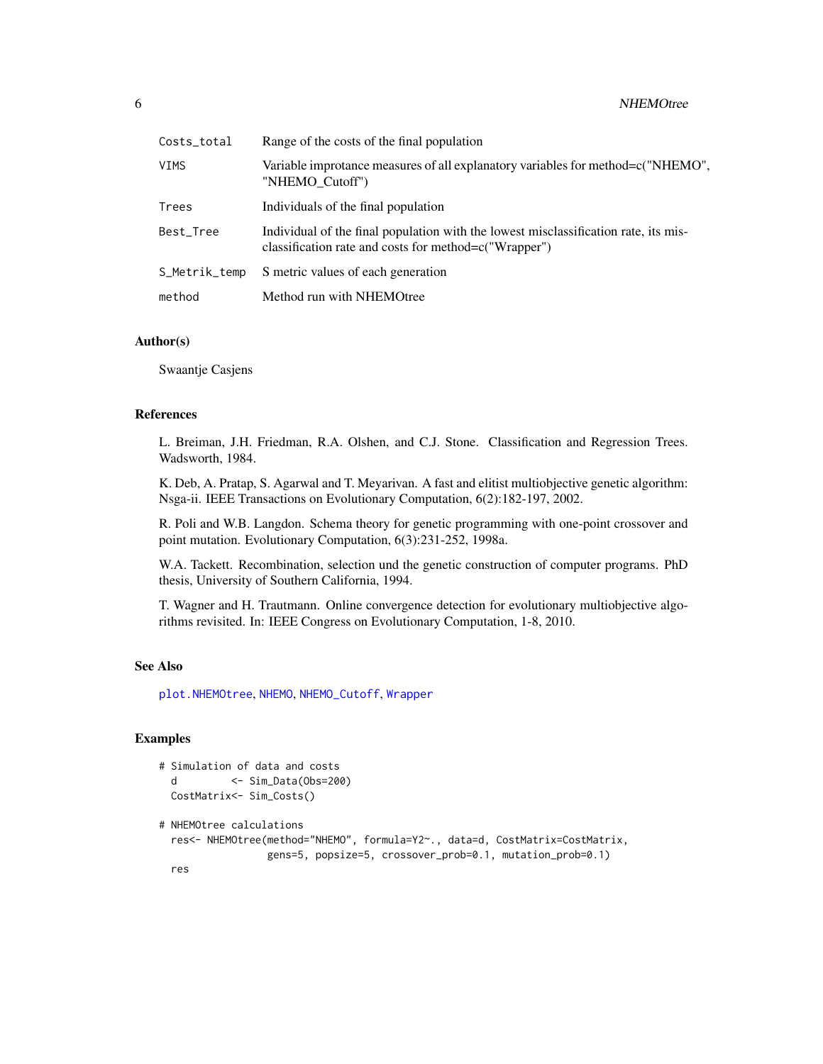| | |
|---|---|
| `Costs_total` | Range of the costs of the final population |
| `VIMS` | Variable improtance measures of all explanatory variables for method=c("NHEMO", "NHEMO_Cutoff") |
| `Trees` | Individuals of the final population |
| `Best_Tree` | Individual of the final population with the lowest misclassification rate, its misclassification rate and costs for method=c("Wrapper") |
| `S_Metrik_temp` | S metric values of each generation |
| `method` | Method run with NHEMOtree |

### Author(s)

Swaantje Casjens

### References

L. Breiman, J.H. Friedman, R.A. Olshen, and C.J. Stone. Classification and Regression Trees. Wadsworth, 1984.

K. Deb, A. Pratap, S. Agarwal and T. Meyarivan. A fast and elitist multiobjective genetic algorithm: Nsga-ii. IEEE Transactions on Evolutionary Computation, 6(2):182-197, 2002.

R. Poli and W.B. Langdon. Schema theory for genetic programming with one-point crossover and point mutation. Evolutionary Computation, 6(3):231-252, 1998a.

W.A. Tackett. Recombination, selection und the genetic construction of computer programs. PhD thesis, University of Southern California, 1994.

T. Wagner and H. Trautmann. Online convergence detection for evolutionary multiobjective algorithms revisited. In: IEEE Congress on Evolutionary Computation, 1-8, 2010.

### See Also

`plot.NHEMOtree`, `NHEMO`, `NHEMO_Cutoff`, `Wrapper`

### Examples

```
# Simulation of data and costs
  d         <- Sim_Data(Obs=200)
  CostMatrix<- Sim_Costs()

# NHEMOtree calculations
  res<- NHEMOtree(method="NHEMO", formula=Y2~., data=d, CostMatrix=CostMatrix,
                  gens=5, popsize=5, crossover_prob=0.1, mutation_prob=0.1)
  res
```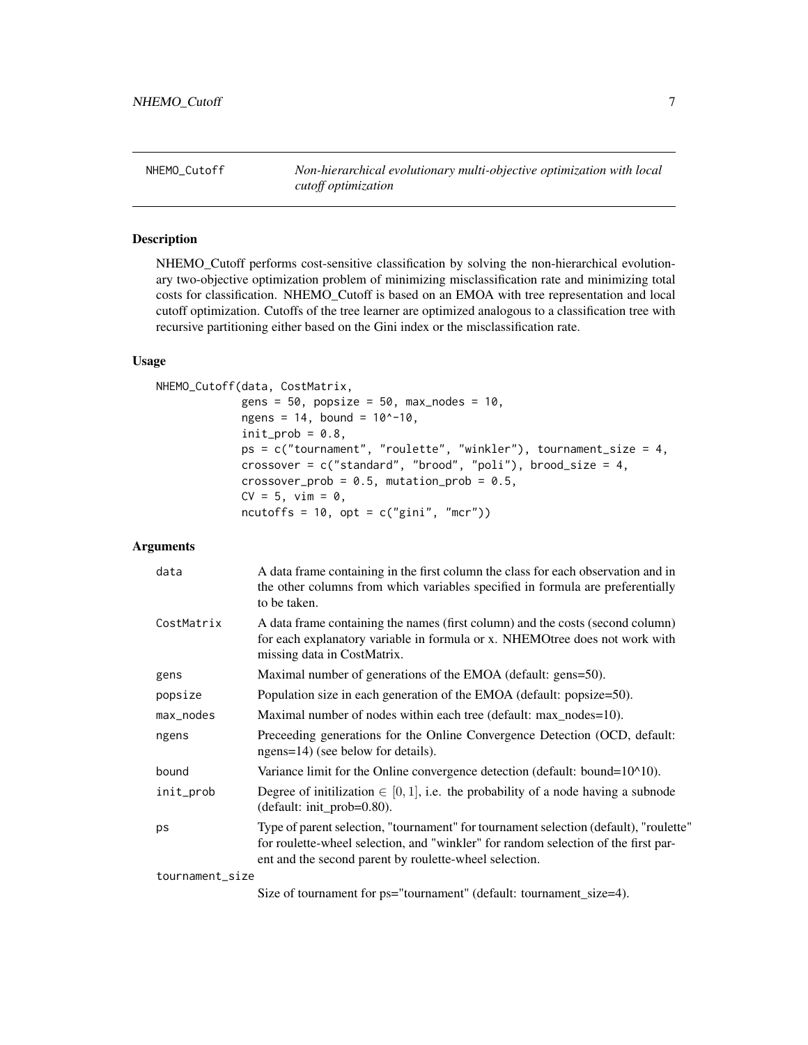NHEMO_Cutoff *Non-hierarchical evolutionary multi-objective optimization with local cutoff optimization*

### Description

NHEMO_Cutoff performs cost-sensitive classification by solving the non-hierarchical evolutionary two-objective optimization problem of minimizing misclassification rate and minimizing total costs for classification. NHEMO_Cutoff is based on an EMOA with tree representation and local cutoff optimization. Cutoffs of the tree learner are optimized analogous to a classification tree with recursive partitioning either based on the Gini index or the misclassification rate.

### Usage

```
NHEMO_Cutoff(data, CostMatrix,
             gens = 50, popsize = 50, max_nodes = 10,
             ngens = 14, bound = 10^-10,
             init_prob = 0.8,
             ps = c("tournament", "roulette", "winkler"), tournament_size = 4,
             crossover = c("standard", "brood", "poli"), brood_size = 4,
             crossover_prob = 0.5, mutation_prob = 0.5,
             CV = 5, vim = 0,
             ncutoffs = 10, opt = c("gini", "mcr"))
```

### Arguments

| | |
|---|---|
| data | A data frame containing in the first column the class for each observation and in the other columns from which variables specified in formula are preferentially to be taken. |
| CostMatrix | A data frame containing the names (first column) and the costs (second column) for each explanatory variable in formula or x. NHEMOtree does not work with missing data in CostMatrix. |
| gens | Maximal number of generations of the EMOA (default: gens=50). |
| popsize | Population size in each generation of the EMOA (default: popsize=50). |
| max_nodes | Maximal number of nodes within each tree (default: max_nodes=10). |
| ngens | Preceeding generations for the Online Convergence Detection (OCD, default: ngens=14) (see below for details). |
| bound | Variance limit for the Online convergence detection (default: bound=10^10). |
| init_prob | Degree of initilization $\in [0, 1]$, i.e. the probability of a node having a subnode (default: init_prob=0.80). |
| ps | Type of parent selection, "tournament" for tournament selection (default), "roulette" for roulette-wheel selection, and "winkler" for random selection of the first parent and the second parent by roulette-wheel selection. |
| tournament_size | Size of tournament for ps="tournament" (default: tournament_size=4). |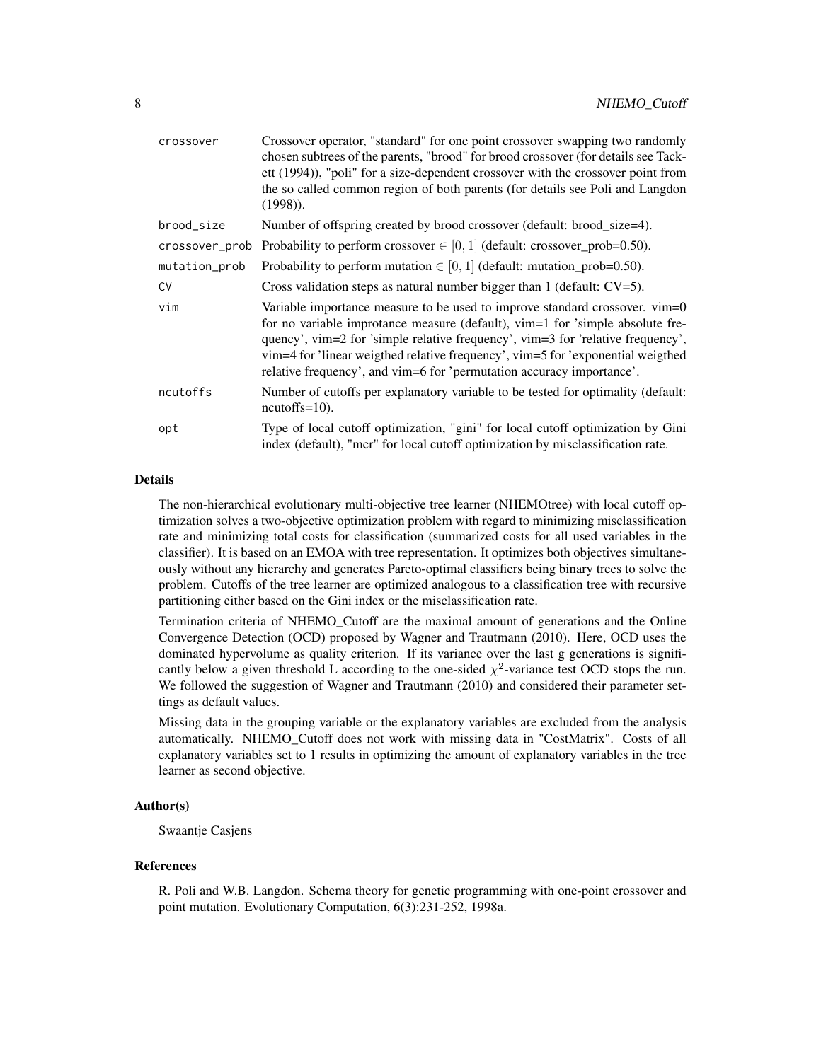| | |
|---|---|
| crossover | Crossover operator, "standard" for one point crossover swapping two randomly chosen subtrees of the parents, "brood" for brood crossover (for details see Tackett (1994)), "poli" for a size-dependent crossover with the crossover point from the so called common region of both parents (for details see Poli and Langdon (1998)). |
| brood_size | Number of offspring created by brood crossover (default: brood_size=4). |
| crossover_prob | Probability to perform crossover $\in [0,1]$ (default: crossover_prob=0.50). |
| mutation_prob | Probability to perform mutation $\in [0,1]$ (default: mutation_prob=0.50). |
| CV | Cross validation steps as natural number bigger than 1 (default: CV=5). |
| vim | Variable importance measure to be used to improve standard crossover. vim=0 for no variable improtance measure (default), vim=1 for 'simple absolute frequency', vim=2 for 'simple relative frequency', vim=3 for 'relative frequency', vim=4 for 'linear weigthed relative frequency', vim=5 for 'exponential weigthed relative frequency', and vim=6 for 'permutation accuracy importance'. |
| ncutoffs | Number of cutoffs per explanatory variable to be tested for optimality (default: ncutoffs=10). |
| opt | Type of local cutoff optimization, "gini" for local cutoff optimization by Gini index (default), "mcr" for local cutoff optimization by misclassification rate. |

### Details

The non-hierarchical evolutionary multi-objective tree learner (NHEMOtree) with local cutoff optimization solves a two-objective optimization problem with regard to minimizing misclassification rate and minimizing total costs for classification (summarized costs for all used variables in the classifier). It is based on an EMOA with tree representation. It optimizes both objectives simultaneously without any hierarchy and generates Pareto-optimal classifiers being binary trees to solve the problem. Cutoffs of the tree learner are optimized analogous to a classification tree with recursive partitioning either based on the Gini index or the misclassification rate.

Termination criteria of NHEMO_Cutoff are the maximal amount of generations and the Online Convergence Detection (OCD) proposed by Wagner and Trautmann (2010). Here, OCD uses the dominated hypervolume as quality criterion. If its variance over the last g generations is significantly below a given threshold L according to the one-sided $\chi^2$-variance test OCD stops the run. We followed the suggestion of Wagner and Trautmann (2010) and considered their parameter settings as default values.

Missing data in the grouping variable or the explanatory variables are excluded from the analysis automatically. NHEMO_Cutoff does not work with missing data in "CostMatrix". Costs of all explanatory variables set to 1 results in optimizing the amount of explanatory variables in the tree learner as second objective.

### Author(s)

Swaantje Casjens

### References

R. Poli and W.B. Langdon. Schema theory for genetic programming with one-point crossover and point mutation. Evolutionary Computation, 6(3):231-252, 1998a.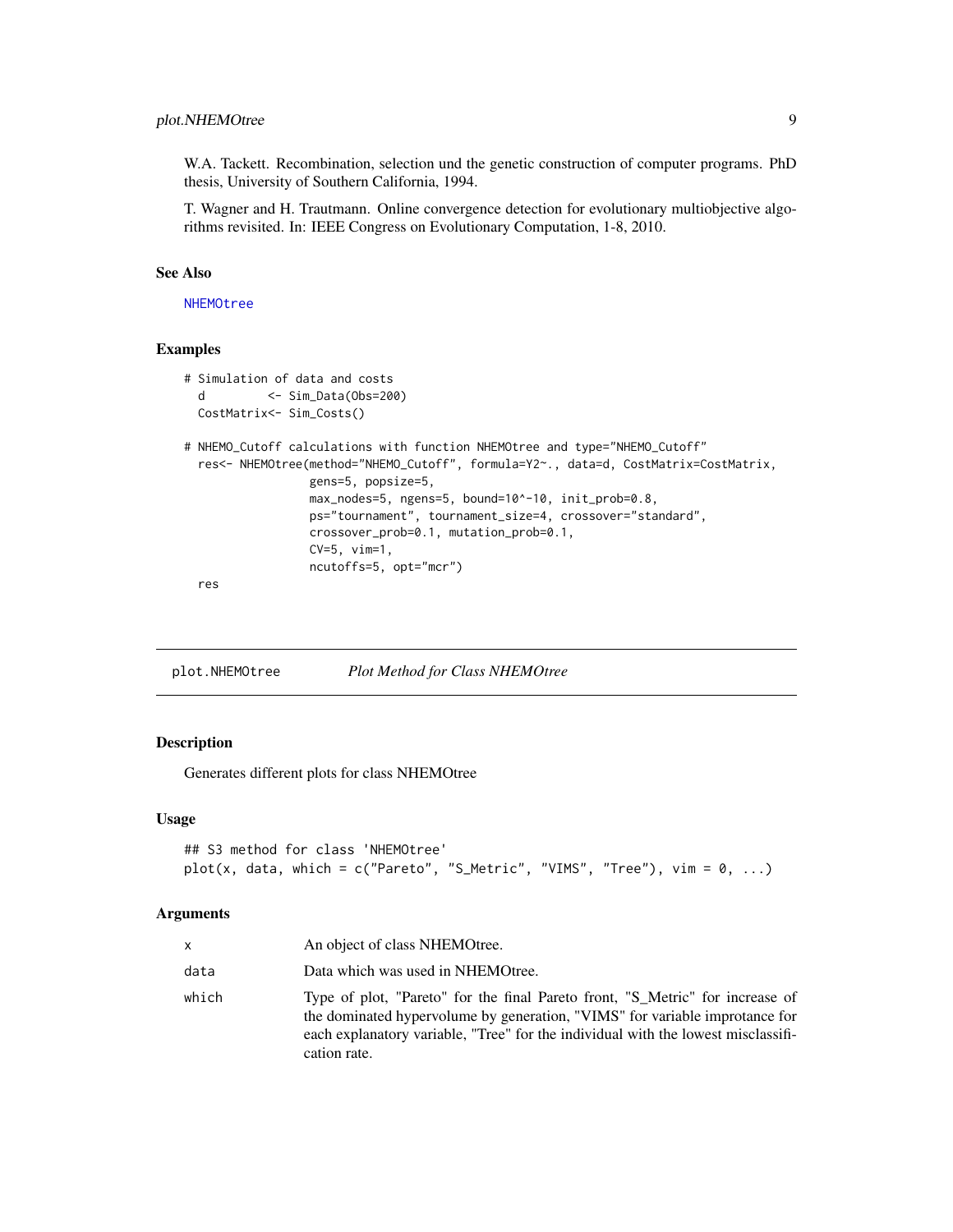W.A. Tackett. Recombination, selection und the genetic construction of computer programs. PhD thesis, University of Southern California, 1994.

T. Wagner and H. Trautmann. Online convergence detection for evolutionary multiobjective algorithms revisited. In: IEEE Congress on Evolutionary Computation, 1-8, 2010.

### See Also

NHEMOtree

### Examples

```
# Simulation of data and costs
  d         <- Sim_Data(Obs=200)
  CostMatrix<- Sim_Costs()

# NHEMO_Cutoff calculations with function NHEMOtree and type="NHEMO_Cutoff"
  res<- NHEMOtree(method="NHEMO_Cutoff", formula=Y2~., data=d, CostMatrix=CostMatrix,
                  gens=5, popsize=5,
                  max_nodes=5, ngens=5, bound=10^-10, init_prob=0.8,
                  ps="tournament", tournament_size=4, crossover="standard",
                  crossover_prob=0.1, mutation_prob=0.1,
                  CV=5, vim=1,
                  ncutoffs=5, opt="mcr")
  res
```

## plot.NHEMOtree *Plot Method for Class NHEMOtree*

### Description

Generates different plots for class NHEMOtree

### Usage

```
## S3 method for class 'NHEMOtree'
plot(x, data, which = c("Pareto", "S_Metric", "VIMS", "Tree"), vim = 0, ...)
```

### Arguments

| | |
|---|---|
| x | An object of class NHEMOtree. |
| data | Data which was used in NHEMOtree. |
| which | Type of plot, "Pareto" for the final Pareto front, "S_Metric" for increase of the dominated hypervolume by generation, "VIMS" for variable improtance for each explanatory variable, "Tree" for the individual with the lowest misclassification rate. |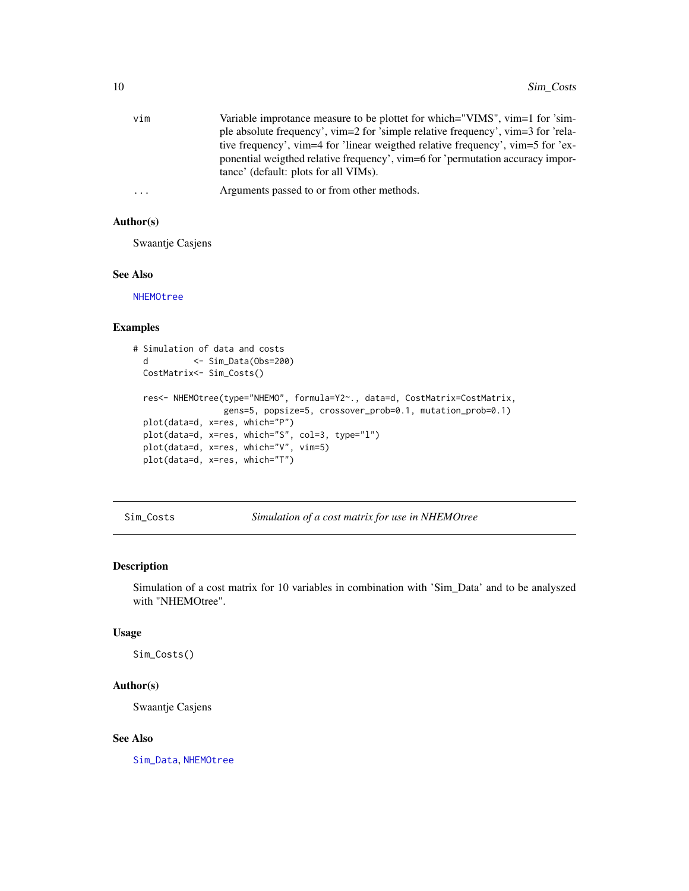| | |
|---|---|
| vim | Variable improtance measure to be plottet for which="VIMS", vim=1 for 'simple absolute frequency', vim=2 for 'simple relative frequency', vim=3 for 'relative frequency', vim=4 for 'linear weigthed relative frequency', vim=5 for 'exponential weigthed relative frequency', vim=6 for 'permutation accuracy importance' (default: plots for all VIMs). |
| ... | Arguments passed to or from other methods. |

### Author(s)

Swaantje Casjens

### See Also

NHEMOtree

### Examples

```
# Simulation of data and costs
  d         <- Sim_Data(Obs=200)
  CostMatrix<- Sim_Costs()

  res<- NHEMOtree(type="NHEMO", formula=Y2~., data=d, CostMatrix=CostMatrix,
                  gens=5, popsize=5, crossover_prob=0.1, mutation_prob=0.1)
  plot(data=d, x=res, which="P")
  plot(data=d, x=res, which="S", col=3, type="l")
  plot(data=d, x=res, which="V", vim=5)
  plot(data=d, x=res, which="T")
```

---

## Sim_Costs — *Simulation of a cost matrix for use in NHEMOtree*

### Description

Simulation of a cost matrix for 10 variables in combination with 'Sim_Data' and to be analyszed with "NHEMOtree".

### Usage

```
Sim_Costs()
```

### Author(s)

Swaantje Casjens

### See Also

Sim_Data, NHEMOtree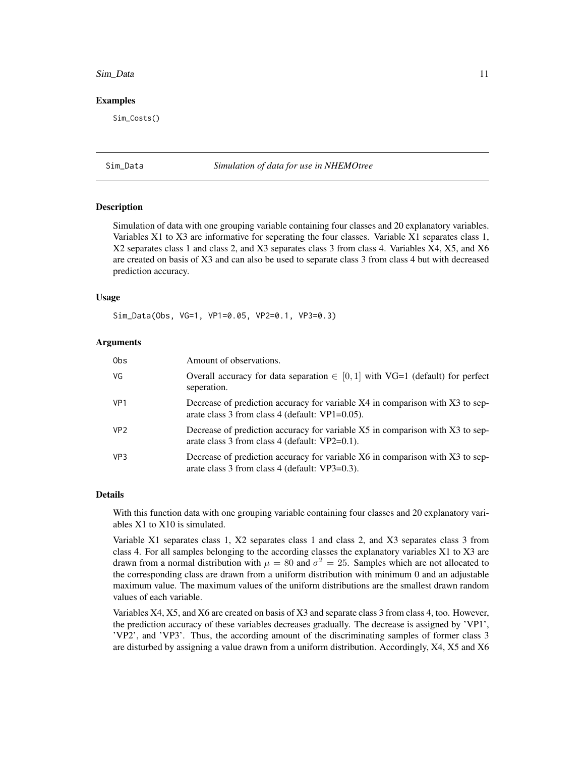## Examples

```
Sim_Costs()
```

---

## Sim_Data *Simulation of data for use in NHEMOtree*

### Description

Simulation of data with one grouping variable containing four classes and 20 explanatory variables. Variables X1 to X3 are informative for seperating the four classes. Variable X1 separates class 1, X2 separates class 1 and class 2, and X3 separates class 3 from class 4. Variables X4, X5, and X6 are created on basis of X3 and can also be used to separate class 3 from class 4 but with decreased prediction accuracy.

### Usage

```
Sim_Data(Obs, VG=1, VP1=0.05, VP2=0.1, VP3=0.3)
```

### Arguments

| | |
|---|---|
| Obs | Amount of observations. |
| VG | Overall accuracy for data separation $\in [0, 1]$ with VG=1 (default) for perfect seperation. |
| VP1 | Decrease of prediction accuracy for variable X4 in comparison with X3 to separate class 3 from class 4 (default: VP1=0.05). |
| VP2 | Decrease of prediction accuracy for variable X5 in comparison with X3 to separate class 3 from class 4 (default: VP2=0.1). |
| VP3 | Decrease of prediction accuracy for variable X6 in comparison with X3 to separate class 3 from class 4 (default: VP3=0.3). |

### Details

With this function data with one grouping variable containing four classes and 20 explanatory variables X1 to X10 is simulated.

Variable X1 separates class 1, X2 separates class 1 and class 2, and X3 separates class 3 from class 4. For all samples belonging to the according classes the explanatory variables X1 to X3 are drawn from a normal distribution with $\mu = 80$ and $\sigma^2 = 25$. Samples which are not allocated to the corresponding class are drawn from a uniform distribution with minimum 0 and an adjustable maximum value. The maximum values of the uniform distributions are the smallest drawn random values of each variable.

Variables X4, X5, and X6 are created on basis of X3 and separate class 3 from class 4, too. However, the prediction accuracy of these variables decreases gradually. The decrease is assigned by 'VP1', 'VP2', and 'VP3'. Thus, the according amount of the discriminating samples of former class 3 are disturbed by assigning a value drawn from a uniform distribution. Accordingly, X4, X5 and X6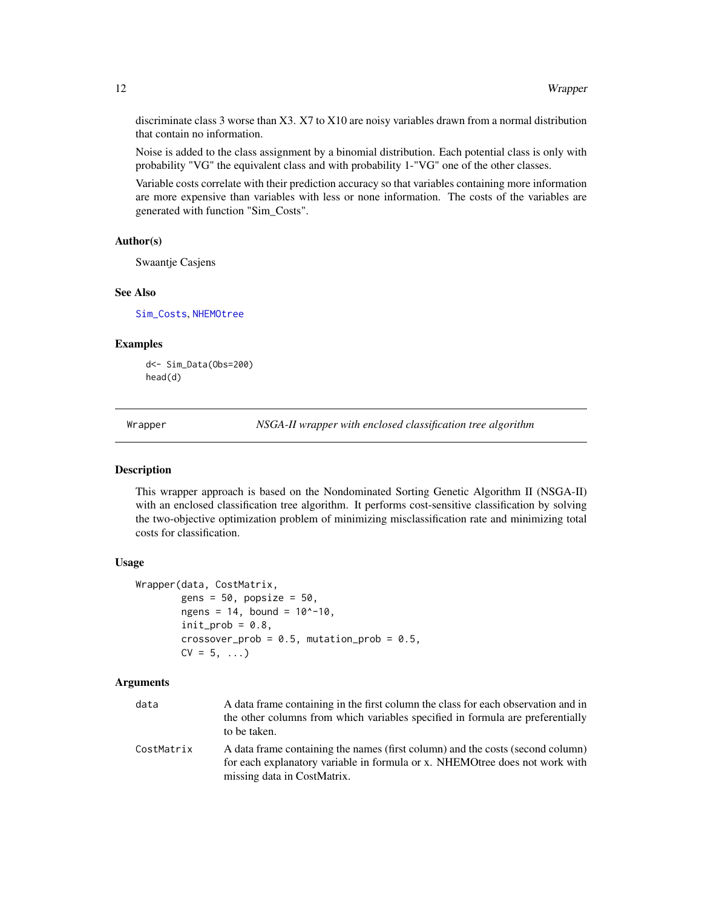discriminate class 3 worse than X3. X7 to X10 are noisy variables drawn from a normal distribution that contain no information.

Noise is added to the class assignment by a binomial distribution. Each potential class is only with probability "VG" the equivalent class and with probability 1-"VG" one of the other classes.

Variable costs correlate with their prediction accuracy so that variables containing more information are more expensive than variables with less or none information. The costs of the variables are generated with function "Sim_Costs".

### Author(s)

Swaantje Casjens

### See Also

Sim_Costs, NHEMOtree

### Examples

```
d<- Sim_Data(Obs=200)
head(d)
```

---

## Wrapper — *NSGA-II wrapper with enclosed classification tree algorithm*

### Description

This wrapper approach is based on the Nondominated Sorting Genetic Algorithm II (NSGA-II) with an enclosed classification tree algorithm. It performs cost-sensitive classification by solving the two-objective optimization problem of minimizing misclassification rate and minimizing total costs for classification.

### Usage

```
Wrapper(data, CostMatrix,
        gens = 50, popsize = 50,
        ngens = 14, bound = 10^-10,
        init_prob = 0.8,
        crossover_prob = 0.5, mutation_prob = 0.5,
        CV = 5, ...)
```

### Arguments

| | |
|---|---|
| data | A data frame containing in the first column the class for each observation and in the other columns from which variables specified in formula are preferentially to be taken. |
| CostMatrix | A data frame containing the names (first column) and the costs (second column) for each explanatory variable in formula or x. NHEMOtree does not work with missing data in CostMatrix. |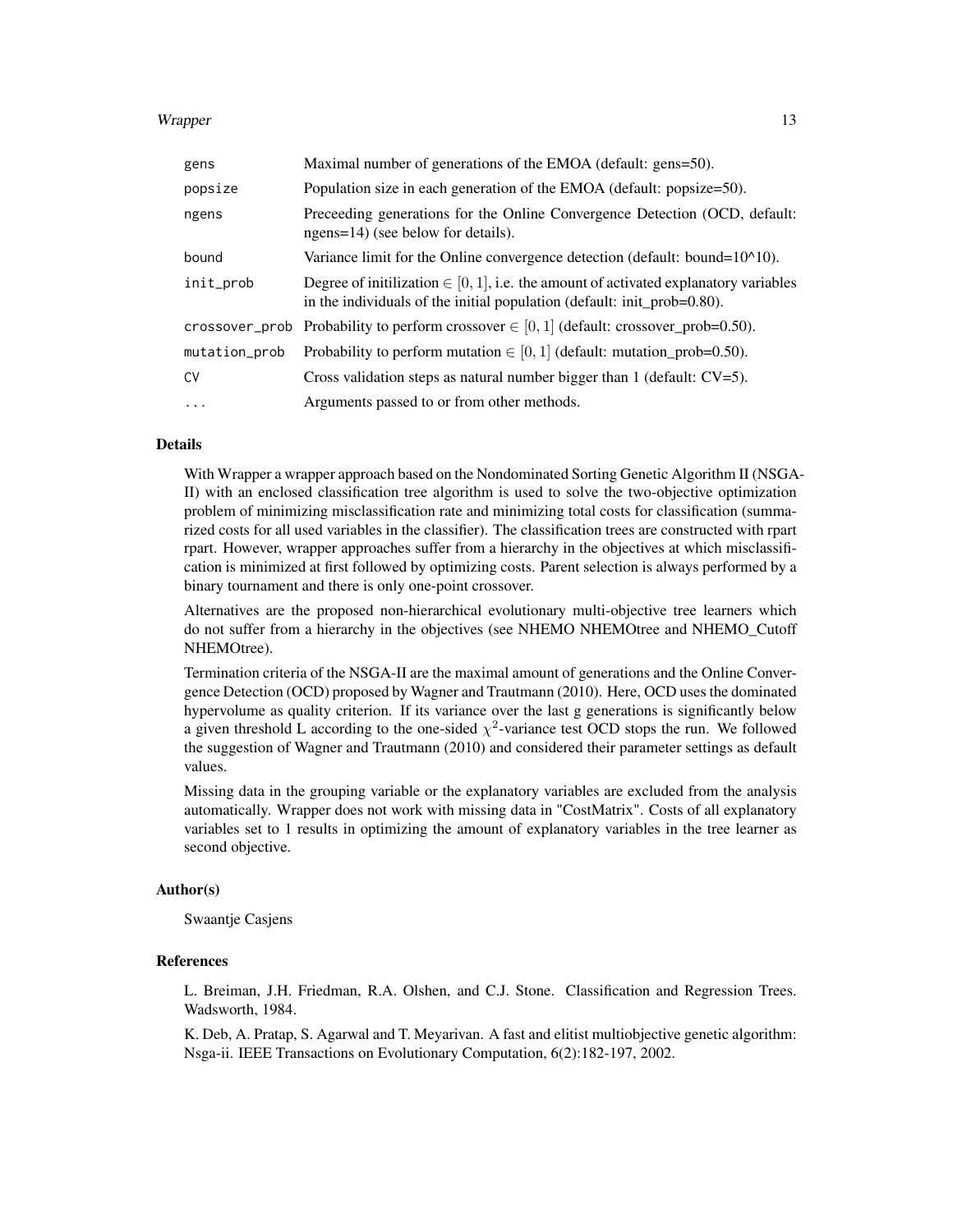| | |
|---|---|
| gens | Maximal number of generations of the EMOA (default: gens=50). |
| popsize | Population size in each generation of the EMOA (default: popsize=50). |
| ngens | Preceeding generations for the Online Convergence Detection (OCD, default: ngens=14) (see below for details). |
| bound | Variance limit for the Online convergence detection (default: bound=10^10). |
| init_prob | Degree of initilization $\in [0,1]$, i.e. the amount of activated explanatory variables in the individuals of the initial population (default: init_prob=0.80). |
| crossover_prob | Probability to perform crossover $\in [0,1]$ (default: crossover_prob=0.50). |
| mutation_prob | Probability to perform mutation $\in [0,1]$ (default: mutation_prob=0.50). |
| CV | Cross validation steps as natural number bigger than 1 (default: CV=5). |
| ... | Arguments passed to or from other methods. |

### Details

With Wrapper a wrapper approach based on the Nondominated Sorting Genetic Algorithm II (NSGA-II) with an enclosed classification tree algorithm is used to solve the two-objective optimization problem of minimizing misclassification rate and minimizing total costs for classification (summarized costs for all used variables in the classifier). The classification trees are constructed with rpart rpart. However, wrapper approaches suffer from a hierarchy in the objectives at which misclassification is minimized at first followed by optimizing costs. Parent selection is always performed by a binary tournament and there is only one-point crossover.

Alternatives are the proposed non-hierarchical evolutionary multi-objective tree learners which do not suffer from a hierarchy in the objectives (see NHEMO NHEMOtree and NHEMO_Cutoff NHEMOtree).

Termination criteria of the NSGA-II are the maximal amount of generations and the Online Convergence Detection (OCD) proposed by Wagner and Trautmann (2010). Here, OCD uses the dominated hypervolume as quality criterion. If its variance over the last g generations is significantly below a given threshold L according to the one-sided $\chi^2$-variance test OCD stops the run. We followed the suggestion of Wagner and Trautmann (2010) and considered their parameter settings as default values.

Missing data in the grouping variable or the explanatory variables are excluded from the analysis automatically. Wrapper does not work with missing data in "CostMatrix". Costs of all explanatory variables set to 1 results in optimizing the amount of explanatory variables in the tree learner as second objective.

### Author(s)

Swaantje Casjens

### References

L. Breiman, J.H. Friedman, R.A. Olshen, and C.J. Stone. Classification and Regression Trees. Wadsworth, 1984.

K. Deb, A. Pratap, S. Agarwal and T. Meyarivan. A fast and elitist multiobjective genetic algorithm: Nsga-ii. IEEE Transactions on Evolutionary Computation, 6(2):182-197, 2002.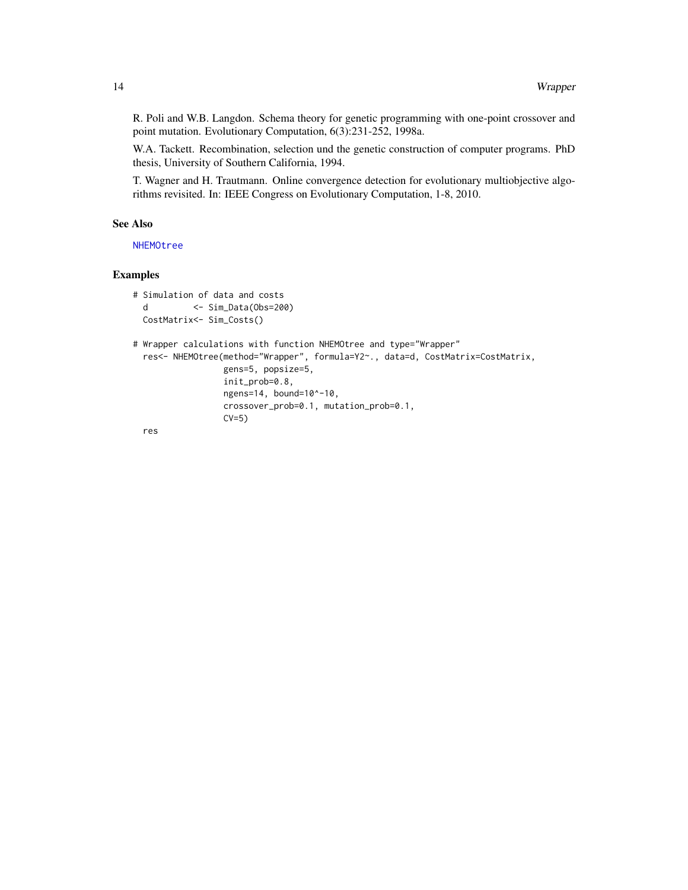R. Poli and W.B. Langdon. Schema theory for genetic programming with one-point crossover and point mutation. Evolutionary Computation, 6(3):231-252, 1998a.

W.A. Tackett. Recombination, selection und the genetic construction of computer programs. PhD thesis, University of Southern California, 1994.

T. Wagner and H. Trautmann. Online convergence detection for evolutionary multiobjective algorithms revisited. In: IEEE Congress on Evolutionary Computation, 1-8, 2010.

## See Also

NHEMOtree

## Examples

```
# Simulation of data and costs
  d         <- Sim_Data(Obs=200)
  CostMatrix<- Sim_Costs()

# Wrapper calculations with function NHEMOtree and type="Wrapper"
  res<- NHEMOtree(method="Wrapper", formula=Y2~., data=d, CostMatrix=CostMatrix,
                  gens=5, popsize=5,
                  init_prob=0.8,
                  ngens=14, bound=10^-10,
                  crossover_prob=0.1, mutation_prob=0.1,
                  CV=5)
  res
```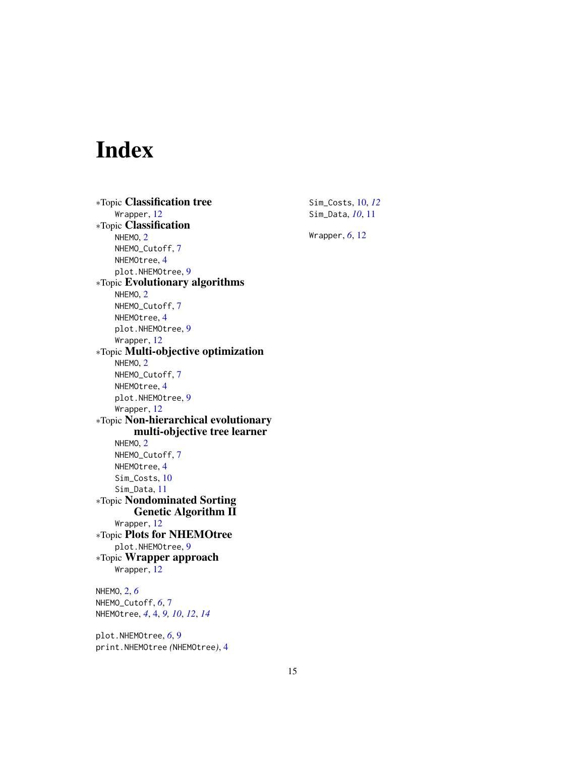# Index

∗Topic **Classification tree**
  Wrapper, 12
∗Topic **Classification**
  NHEMO, 2
  NHEMO_Cutoff, 7
  NHEMOtree, 4
  plot.NHEMOtree, 9
∗Topic **Evolutionary algorithms**
  NHEMO, 2
  NHEMO_Cutoff, 7
  NHEMOtree, 4
  plot.NHEMOtree, 9
  Wrapper, 12
∗Topic **Multi-objective optimization**
  NHEMO, 2
  NHEMO_Cutoff, 7
  NHEMOtree, 4
  plot.NHEMOtree, 9
  Wrapper, 12
∗Topic **Non-hierarchical evolutionary multi-objective tree learner**
  NHEMO, 2
  NHEMO_Cutoff, 7
  NHEMOtree, 4
  Sim_Costs, 10
  Sim_Data, 11
∗Topic **Nondominated Sorting Genetic Algorithm II**
  Wrapper, 12
∗Topic **Plots for NHEMOtree**
  plot.NHEMOtree, 9
∗Topic **Wrapper approach**
  Wrapper, 12

NHEMO, 2, *6*
NHEMO_Cutoff, *6*, 7
NHEMOtree, *4*, 4, *9, 10*, *12*, *14*

plot.NHEMOtree, *6*, 9
print.NHEMOtree *(*NHEMOtree*)*, 4

Sim_Costs, 10, *12*
Sim_Data, *10*, 11

Wrapper, *6*, 12